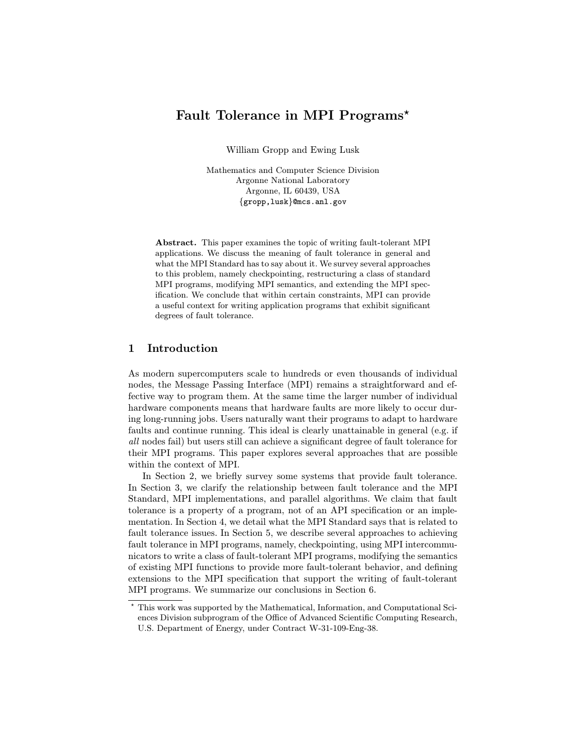# Fault Tolerance in MPI Programs*

William Gropp and Ewing Lusk

Mathematics and Computer Science Division
Argonne National Laboratory
Argonne, IL 60439, USA
{gropp,lusk}@mcs.anl.gov

**Abstract.** This paper examines the topic of writing fault-tolerant MPI applications. We discuss the meaning of fault tolerance in general and what the MPI Standard has to say about it. We survey several approaches to this problem, namely checkpointing, restructuring a class of standard MPI programs, modifying MPI semantics, and extending the MPI specification. We conclude that within certain constraints, MPI can provide a useful context for writing application programs that exhibit significant degrees of fault tolerance.

## 1 Introduction

As modern supercomputers scale to hundreds or even thousands of individual nodes, the Message Passing Interface (MPI) remains a straightforward and effective way to program them. At the same time the larger number of individual hardware components means that hardware faults are more likely to occur during long-running jobs. Users naturally want their programs to adapt to hardware faults and continue running. This ideal is clearly unattainable in general (e.g. if *all* nodes fail) but users still can achieve a significant degree of fault tolerance for their MPI programs. This paper explores several approaches that are possible within the context of MPI.

In Section 2, we briefly survey some systems that provide fault tolerance. In Section 3, we clarify the relationship between fault tolerance and the MPI Standard, MPI implementations, and parallel algorithms. We claim that fault tolerance is a property of a program, not of an API specification or an implementation. In Section 4, we detail what the MPI Standard says that is related to fault tolerance issues. In Section 5, we describe several approaches to achieving fault tolerance in MPI programs, namely, checkpointing, using MPI intercommunicators to write a class of fault-tolerant MPI programs, modifying the semantics of existing MPI functions to provide more fault-tolerant behavior, and defining extensions to the MPI specification that support the writing of fault-tolerant MPI programs. We summarize our conclusions in Section 6.

* This work was supported by the Mathematical, Information, and Computational Sciences Division subprogram of the Office of Advanced Scientific Computing Research, U.S. Department of Energy, under Contract W-31-109-Eng-38.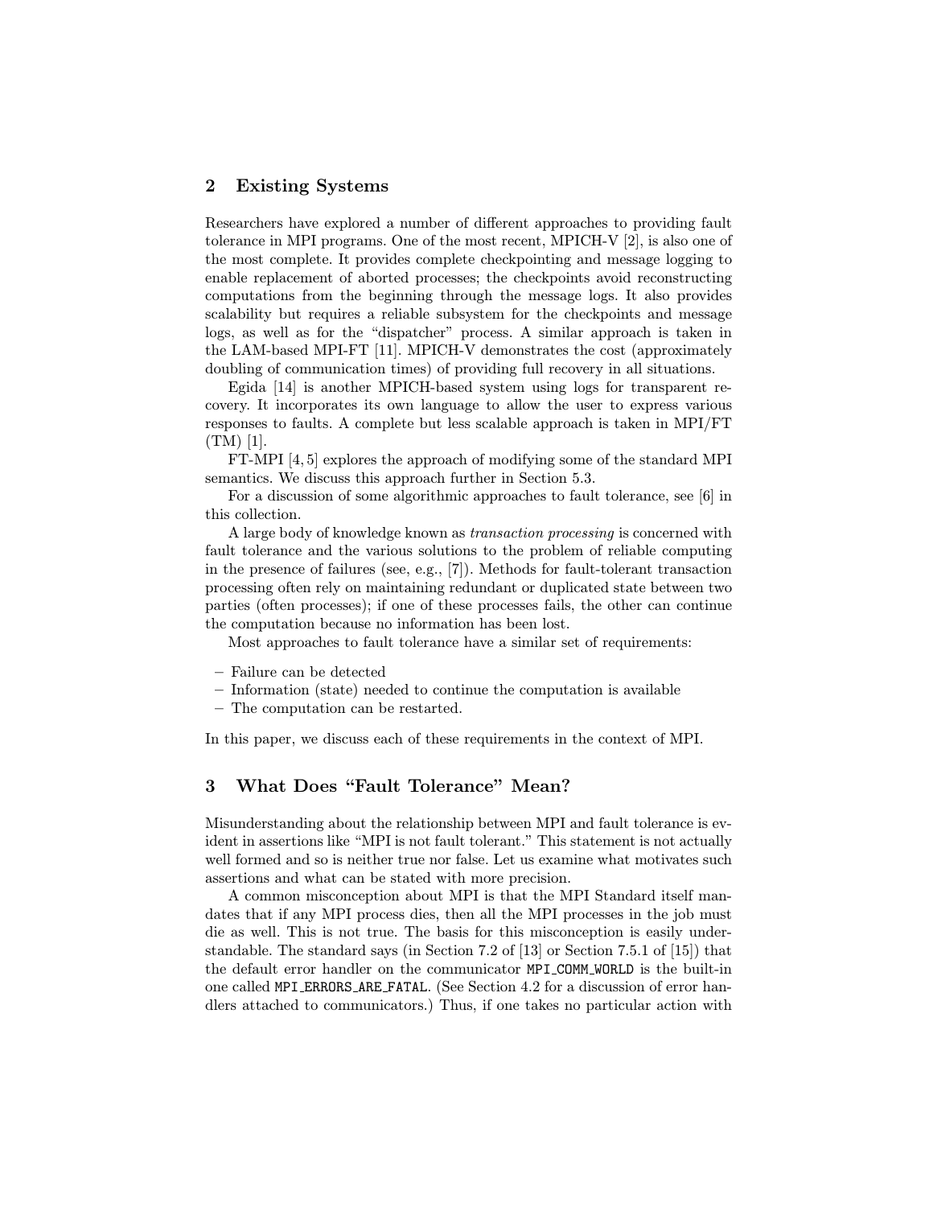## 2 Existing Systems

Researchers have explored a number of different approaches to providing fault tolerance in MPI programs. One of the most recent, MPICH-V [2], is also one of the most complete. It provides complete checkpointing and message logging to enable replacement of aborted processes; the checkpoints avoid reconstructing computations from the beginning through the message logs. It also provides scalability but requires a reliable subsystem for the checkpoints and message logs, as well as for the "dispatcher" process. A similar approach is taken in the LAM-based MPI-FT [11]. MPICH-V demonstrates the cost (approximately doubling of communication times) of providing full recovery in all situations.

Egida [14] is another MPICH-based system using logs for transparent recovery. It incorporates its own language to allow the user to express various responses to faults. A complete but less scalable approach is taken in MPI/FT (TM) [1].

FT-MPI [4, 5] explores the approach of modifying some of the standard MPI semantics. We discuss this approach further in Section 5.3.

For a discussion of some algorithmic approaches to fault tolerance, see [6] in this collection.

A large body of knowledge known as *transaction processing* is concerned with fault tolerance and the various solutions to the problem of reliable computing in the presence of failures (see, e.g., [7]). Methods for fault-tolerant transaction processing often rely on maintaining redundant or duplicated state between two parties (often processes); if one of these processes fails, the other can continue the computation because no information has been lost.

Most approaches to fault tolerance have a similar set of requirements:

- Failure can be detected
- Information (state) needed to continue the computation is available
- The computation can be restarted.

In this paper, we discuss each of these requirements in the context of MPI.

## 3 What Does "Fault Tolerance" Mean?

Misunderstanding about the relationship between MPI and fault tolerance is evident in assertions like "MPI is not fault tolerant." This statement is not actually well formed and so is neither true nor false. Let us examine what motivates such assertions and what can be stated with more precision.

A common misconception about MPI is that the MPI Standard itself mandates that if any MPI process dies, then all the MPI processes in the job must die as well. This is not true. The basis for this misconception is easily understandable. The standard says (in Section 7.2 of [13] or Section 7.5.1 of [15]) that the default error handler on the communicator `MPI_COMM_WORLD` is the built-in one called `MPI_ERRORS_ARE_FATAL`. (See Section 4.2 for a discussion of error handlers attached to communicators.) Thus, if one takes no particular action with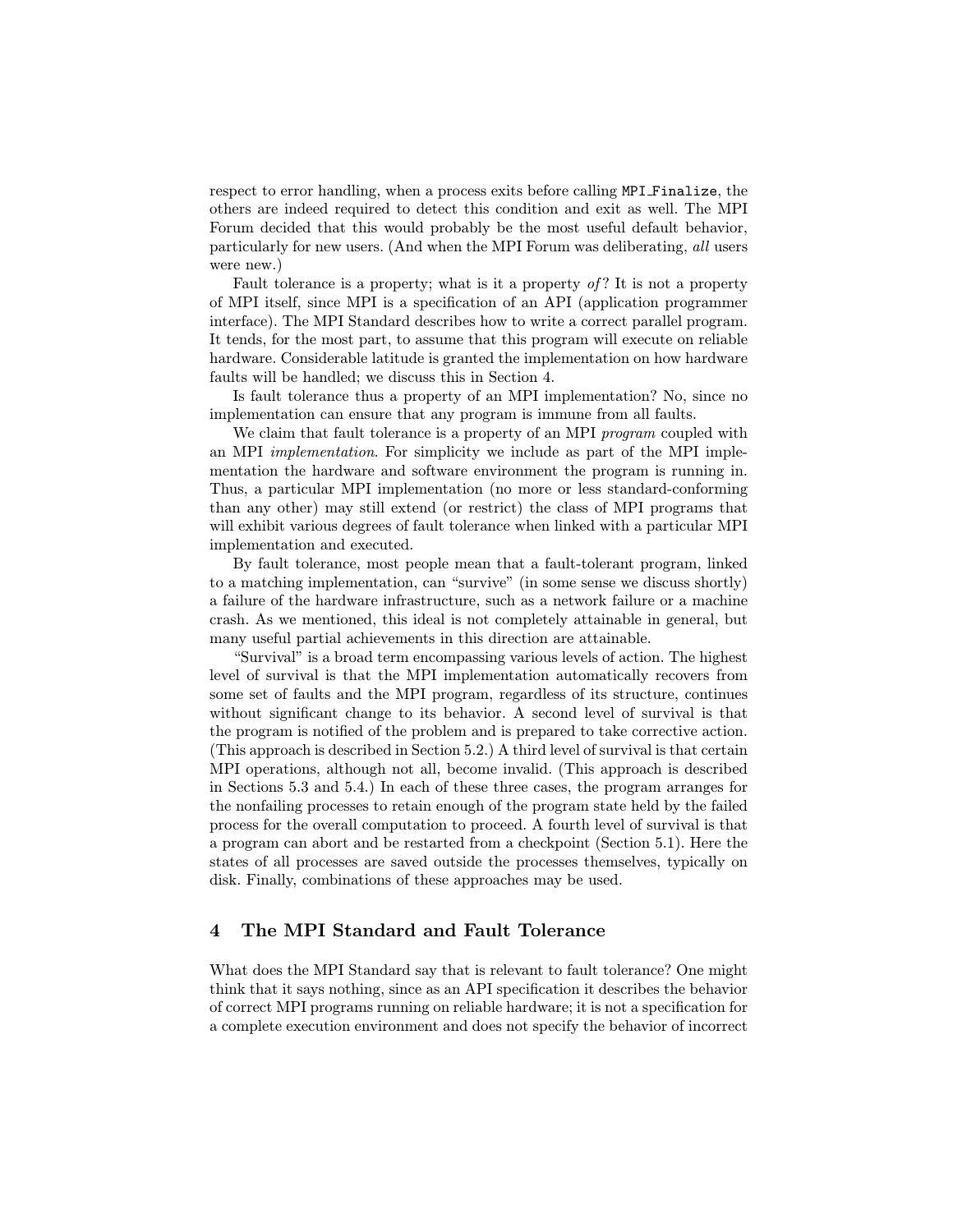respect to error handling, when a process exits before calling `MPI_Finalize`, the others are indeed required to detect this condition and exit as well. The MPI Forum decided that this would probably be the most useful default behavior, particularly for new users. (And when the MPI Forum was deliberating, *all* users were new.)

Fault tolerance is a property; what is it a property *of*? It is not a property of MPI itself, since MPI is a specification of an API (application programmer interface). The MPI Standard describes how to write a correct parallel program. It tends, for the most part, to assume that this program will execute on reliable hardware. Considerable latitude is granted the implementation on how hardware faults will be handled; we discuss this in Section 4.

Is fault tolerance thus a property of an MPI implementation? No, since no implementation can ensure that any program is immune from all faults.

We claim that fault tolerance is a property of an MPI *program* coupled with an MPI *implementation*. For simplicity we include as part of the MPI implementation the hardware and software environment the program is running in. Thus, a particular MPI implementation (no more or less standard-conforming than any other) may still extend (or restrict) the class of MPI programs that will exhibit various degrees of fault tolerance when linked with a particular MPI implementation and executed.

By fault tolerance, most people mean that a fault-tolerant program, linked to a matching implementation, can "survive" (in some sense we discuss shortly) a failure of the hardware infrastructure, such as a network failure or a machine crash. As we mentioned, this ideal is not completely attainable in general, but many useful partial achievements in this direction are attainable.

"Survival" is a broad term encompassing various levels of action. The highest level of survival is that the MPI implementation automatically recovers from some set of faults and the MPI program, regardless of its structure, continues without significant change to its behavior. A second level of survival is that the program is notified of the problem and is prepared to take corrective action. (This approach is described in Section 5.2.) A third level of survival is that certain MPI operations, although not all, become invalid. (This approach is described in Sections 5.3 and 5.4.) In each of these three cases, the program arranges for the nonfailing processes to retain enough of the program state held by the failed process for the overall computation to proceed. A fourth level of survival is that a program can abort and be restarted from a checkpoint (Section 5.1). Here the states of all processes are saved outside the processes themselves, typically on disk. Finally, combinations of these approaches may be used.

## 4 The MPI Standard and Fault Tolerance

What does the MPI Standard say that is relevant to fault tolerance? One might think that it says nothing, since as an API specification it describes the behavior of correct MPI programs running on reliable hardware; it is not a specification for a complete execution environment and does not specify the behavior of incorrect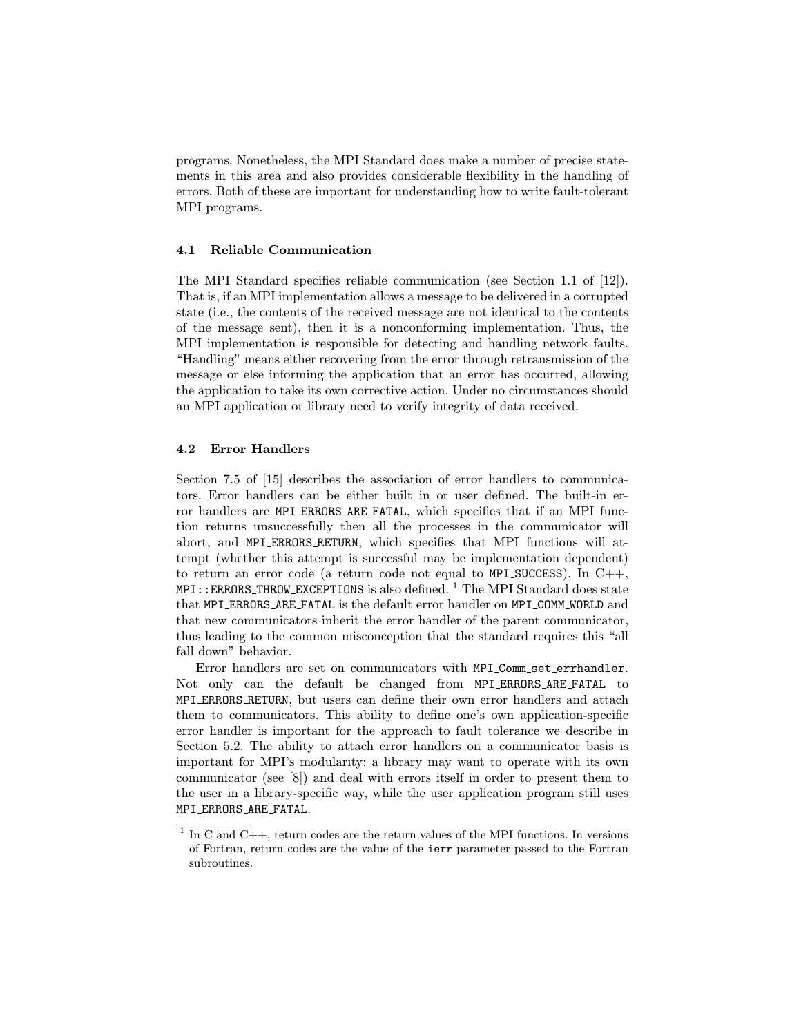programs. Nonetheless, the MPI Standard does make a number of precise statements in this area and also provides considerable flexibility in the handling of errors. Both of these are important for understanding how to write fault-tolerant MPI programs.

### 4.1 Reliable Communication

The MPI Standard specifies reliable communication (see Section 1.1 of [12]). That is, if an MPI implementation allows a message to be delivered in a corrupted state (i.e., the contents of the received message are not identical to the contents of the message sent), then it is a nonconforming implementation. Thus, the MPI implementation is responsible for detecting and handling network faults. "Handling" means either recovering from the error through retransmission of the message or else informing the application that an error has occurred, allowing the application to take its own corrective action. Under no circumstances should an MPI application or library need to verify integrity of data received.

### 4.2 Error Handlers

Section 7.5 of [15] describes the association of error handlers to communicators. Error handlers can be either built in or user defined. The built-in error handlers are `MPI_ERRORS_ARE_FATAL`, which specifies that if an MPI function returns unsuccessfully then all the processes in the communicator will abort, and `MPI_ERRORS_RETURN`, which specifies that MPI functions will attempt (whether this attempt is successful may be implementation dependent) to return an error code (a return code not equal to `MPI_SUCCESS`). In C++, `MPI::ERRORS_THROW_EXCEPTIONS` is also defined. [1] The MPI Standard does state that `MPI_ERRORS_ARE_FATAL` is the default error handler on `MPI_COMM_WORLD` and that new communicators inherit the error handler of the parent communicator, thus leading to the common misconception that the standard requires this "all fall down" behavior.

Error handlers are set on communicators with `MPI_Comm_set_errhandler`. Not only can the default be changed from `MPI_ERRORS_ARE_FATAL` to `MPI_ERRORS_RETURN`, but users can define their own error handlers and attach them to communicators. This ability to define one's own application-specific error handler is important for the approach to fault tolerance we describe in Section 5.2. The ability to attach error handlers on a communicator basis is important for MPI's modularity: a library may want to operate with its own communicator (see [8]) and deal with errors itself in order to present them to the user in a library-specific way, while the user application program still uses `MPI_ERRORS_ARE_FATAL`.

---

[1] In C and C++, return codes are the return values of the MPI functions. In versions of Fortran, return codes are the value of the `ierr` parameter passed to the Fortran subroutines.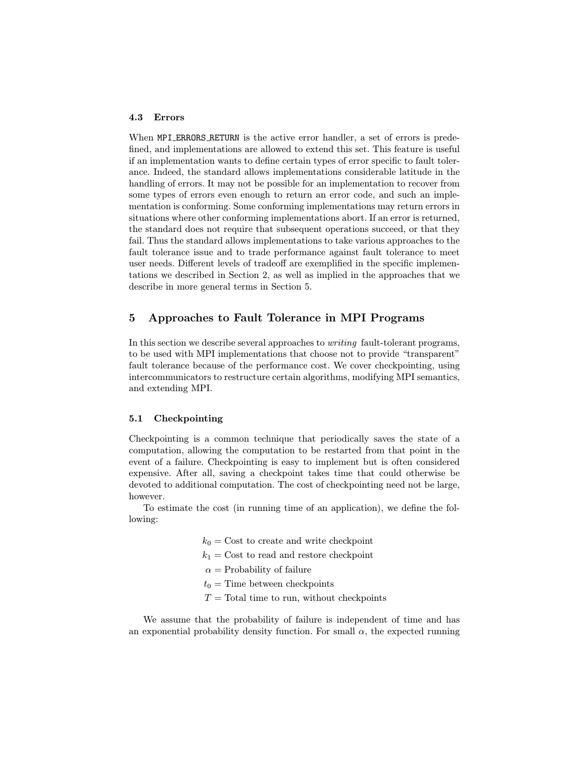### 4.3 Errors

When `MPI_ERRORS_RETURN` is the active error handler, a set of errors is predefined, and implementations are allowed to extend this set. This feature is useful if an implementation wants to define certain types of error specific to fault tolerance. Indeed, the standard allows implementations considerable latitude in the handling of errors. It may not be possible for an implementation to recover from some types of errors even enough to return an error code, and such an implementation is conforming. Some conforming implementations may return errors in situations where other conforming implementations abort. If an error is returned, the standard does not require that subsequent operations succeed, or that they fail. Thus the standard allows implementations to take various approaches to the fault tolerance issue and to trade performance against fault tolerance to meet user needs. Different levels of tradeoff are exemplified in the specific implementations we described in Section 2, as well as implied in the approaches that we describe in more general terms in Section 5.

## 5 Approaches to Fault Tolerance in MPI Programs

In this section we describe several approaches to *writing* fault-tolerant programs, to be used with MPI implementations that choose not to provide "transparent" fault tolerance because of the performance cost. We cover checkpointing, using intercommunicators to restructure certain algorithms, modifying MPI semantics, and extending MPI.

### 5.1 Checkpointing

Checkpointing is a common technique that periodically saves the state of a computation, allowing the computation to be restarted from that point in the event of a failure. Checkpointing is easy to implement but is often considered expensive. After all, saving a checkpoint takes time that could otherwise be devoted to additional computation. The cost of checkpointing need not be large, however.

To estimate the cost (in running time of an application), we define the following:

$$
\begin{aligned}
k_0 &= \text{Cost to create and write checkpoint} \\
k_1 &= \text{Cost to read and restore checkpoint} \\
\alpha &= \text{Probability of failure} \\
t_0 &= \text{Time between checkpoints} \\
T &= \text{Total time to run, without checkpoints}
\end{aligned}
$$

We assume that the probability of failure is independent of time and has an exponential probability density function. For small $\alpha$, the expected running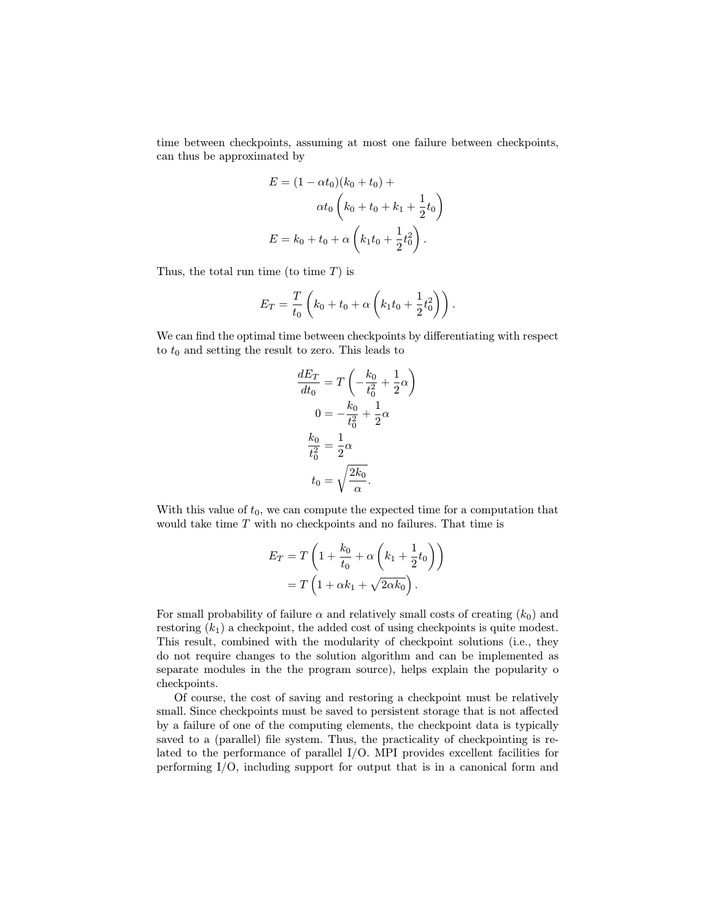time between checkpoints, assuming at most one failure between checkpoints, can thus be approximated by

$$
\begin{aligned}
E &= (1 - \alpha t_0)(k_0 + t_0) + \\
&\qquad \alpha t_0 \left( k_0 + t_0 + k_1 + \frac{1}{2} t_0 \right) \\
E &= k_0 + t_0 + \alpha \left( k_1 t_0 + \frac{1}{2} t_0^2 \right).
\end{aligned}
$$

Thus, the total run time (to time $T$) is

$$
E_T = \frac{T}{t_0} \left( k_0 + t_0 + \alpha \left( k_1 t_0 + \frac{1}{2} t_0^2 \right) \right).
$$

We can find the optimal time between checkpoints by differentiating with respect to $t_0$ and setting the result to zero. This leads to

$$
\begin{aligned}
\frac{dE_T}{dt_0} &= T \left( -\frac{k_0}{t_0^2} + \frac{1}{2}\alpha \right) \\
0 &= -\frac{k_0}{t_0^2} + \frac{1}{2}\alpha \\
\frac{k_0}{t_0^2} &= \frac{1}{2}\alpha \\
t_0 &= \sqrt{\frac{2k_0}{\alpha}}.
\end{aligned}
$$

With this value of $t_0$, we can compute the expected time for a computation that would take time $T$ with no checkpoints and no failures. That time is

$$
\begin{aligned}
E_T &= T \left( 1 + \frac{k_0}{t_0} + \alpha \left( k_1 + \frac{1}{2} t_0 \right) \right) \\
&= T \left( 1 + \alpha k_1 + \sqrt{2\alpha k_0} \right).
\end{aligned}
$$

For small probability of failure $\alpha$ and relatively small costs of creating ($k_0$) and restoring ($k_1$) a checkpoint, the added cost of using checkpoints is quite modest. This result, combined with the modularity of checkpoint solutions (i.e., they do not require changes to the solution algorithm and can be implemented as separate modules in the the program source), helps explain the popularity o checkpoints.

Of course, the cost of saving and restoring a checkpoint must be relatively small. Since checkpoints must be saved to persistent storage that is not affected by a failure of one of the computing elements, the checkpoint data is typically saved to a (parallel) file system. Thus, the practicality of checkpointing is related to the performance of parallel I/O. MPI provides excellent facilities for performing I/O, including support for output that is in a canonical form and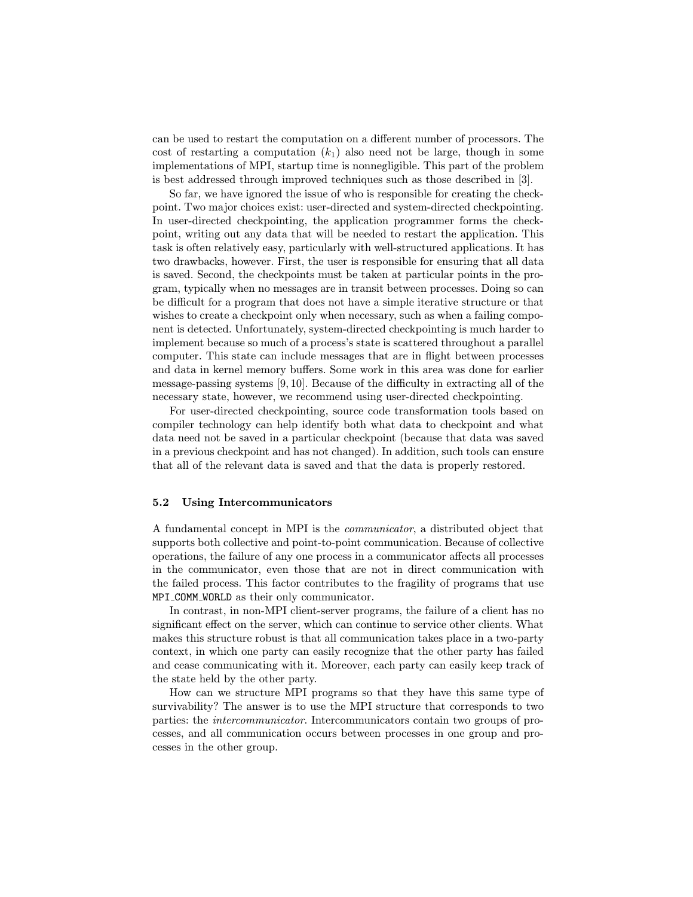can be used to restart the computation on a different number of processors. The cost of restarting a computation ($k_1$) also need not be large, though in some implementations of MPI, startup time is nonnegligible. This part of the problem is best addressed through improved techniques such as those described in [3].

So far, we have ignored the issue of who is responsible for creating the checkpoint. Two major choices exist: user-directed and system-directed checkpointing. In user-directed checkpointing, the application programmer forms the checkpoint, writing out any data that will be needed to restart the application. This task is often relatively easy, particularly with well-structured applications. It has two drawbacks, however. First, the user is responsible for ensuring that all data is saved. Second, the checkpoints must be taken at particular points in the program, typically when no messages are in transit between processes. Doing so can be difficult for a program that does not have a simple iterative structure or that wishes to create a checkpoint only when necessary, such as when a failing component is detected. Unfortunately, system-directed checkpointing is much harder to implement because so much of a process's state is scattered throughout a parallel computer. This state can include messages that are in flight between processes and data in kernel memory buffers. Some work in this area was done for earlier message-passing systems [9, 10]. Because of the difficulty in extracting all of the necessary state, however, we recommend using user-directed checkpointing.

For user-directed checkpointing, source code transformation tools based on compiler technology can help identify both what data to checkpoint and what data need not be saved in a particular checkpoint (because that data was saved in a previous checkpoint and has not changed). In addition, such tools can ensure that all of the relevant data is saved and that the data is properly restored.

### 5.2 Using Intercommunicators

A fundamental concept in MPI is the *communicator*, a distributed object that supports both collective and point-to-point communication. Because of collective operations, the failure of any one process in a communicator affects all processes in the communicator, even those that are not in direct communication with the failed process. This factor contributes to the fragility of programs that use `MPI_COMM_WORLD` as their only communicator.

In contrast, in non-MPI client-server programs, the failure of a client has no significant effect on the server, which can continue to service other clients. What makes this structure robust is that all communication takes place in a two-party context, in which one party can easily recognize that the other party has failed and cease communicating with it. Moreover, each party can easily keep track of the state held by the other party.

How can we structure MPI programs so that they have this same type of survivability? The answer is to use the MPI structure that corresponds to two parties: the *intercommunicator*. Intercommunicators contain two groups of processes, and all communication occurs between processes in one group and processes in the other group.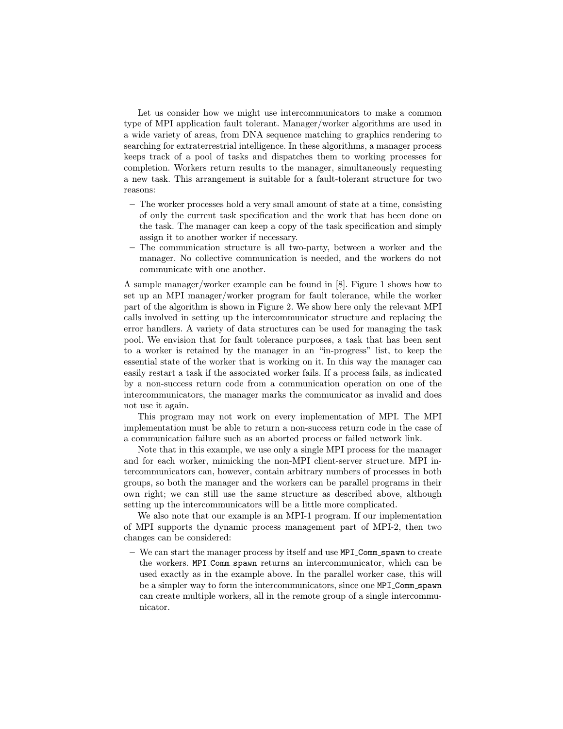Let us consider how we might use intercommunicators to make a common type of MPI application fault tolerant. Manager/worker algorithms are used in a wide variety of areas, from DNA sequence matching to graphics rendering to searching for extraterrestrial intelligence. In these algorithms, a manager process keeps track of a pool of tasks and dispatches them to working processes for completion. Workers return results to the manager, simultaneously requesting a new task. This arrangement is suitable for a fault-tolerant structure for two reasons:

- The worker processes hold a very small amount of state at a time, consisting of only the current task specification and the work that has been done on the task. The manager can keep a copy of the task specification and simply assign it to another worker if necessary.
- The communication structure is all two-party, between a worker and the manager. No collective communication is needed, and the workers do not communicate with one another.

A sample manager/worker example can be found in [8]. Figure 1 shows how to set up an MPI manager/worker program for fault tolerance, while the worker part of the algorithm is shown in Figure 2. We show here only the relevant MPI calls involved in setting up the intercommunicator structure and replacing the error handlers. A variety of data structures can be used for managing the task pool. We envision that for fault tolerance purposes, a task that has been sent to a worker is retained by the manager in an "in-progress" list, to keep the essential state of the worker that is working on it. In this way the manager can easily restart a task if the associated worker fails. If a process fails, as indicated by a non-success return code from a communication operation on one of the intercommunicators, the manager marks the communicator as invalid and does not use it again.

This program may not work on every implementation of MPI. The MPI implementation must be able to return a non-success return code in the case of a communication failure such as an aborted process or failed network link.

Note that in this example, we use only a single MPI process for the manager and for each worker, mimicking the non-MPI client-server structure. MPI intercommunicators can, however, contain arbitrary numbers of processes in both groups, so both the manager and the workers can be parallel programs in their own right; we can still use the same structure as described above, although setting up the intercommunicators will be a little more complicated.

We also note that our example is an MPI-1 program. If our implementation of MPI supports the dynamic process management part of MPI-2, then two changes can be considered:

- We can start the manager process by itself and use `MPI_Comm_spawn` to create the workers. `MPI_Comm_spawn` returns an intercommunicator, which can be used exactly as in the example above. In the parallel worker case, this will be a simpler way to form the intercommunicators, since one `MPI_Comm_spawn` can create multiple workers, all in the remote group of a single intercommunicator.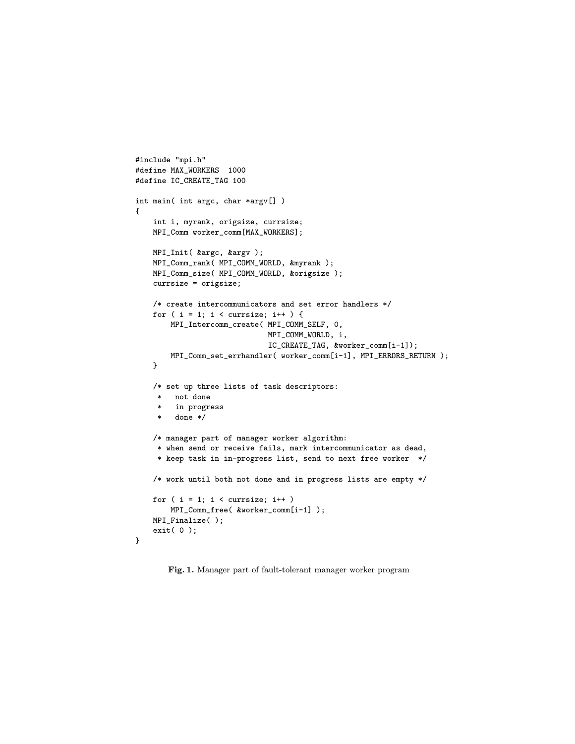```c
#include "mpi.h"
#define MAX_WORKERS  1000
#define IC_CREATE_TAG 100

int main( int argc, char *argv[] )
{
    int i, myrank, origsize, currsize;
    MPI_Comm worker_comm[MAX_WORKERS];

    MPI_Init( &argc, &argv );
    MPI_Comm_rank( MPI_COMM_WORLD, &myrank );
    MPI_Comm_size( MPI_COMM_WORLD, &origsize );
    currsize = origsize;

    /* create intercommunicators and set error handlers */
    for ( i = 1; i < currsize; i++ ) {
        MPI_Intercomm_create( MPI_COMM_SELF, 0,
                              MPI_COMM_WORLD, i,
                              IC_CREATE_TAG, &worker_comm[i-1]);
        MPI_Comm_set_errhandler( worker_comm[i-1], MPI_ERRORS_RETURN );
    }

    /* set up three lists of task descriptors:
     *   not done
     *   in progress
     *   done */

    /* manager part of manager worker algorithm:
     * when send or receive fails, mark intercommunicator as dead,
     * keep task in in-progress list, send to next free worker  */

    /* work until both not done and in progress lists are empty */

    for ( i = 1; i < currsize; i++ )
        MPI_Comm_free( &worker_comm[i-1] );
    MPI_Finalize( );
    exit( 0 );
}
```

**Fig. 1.** Manager part of fault-tolerant manager worker program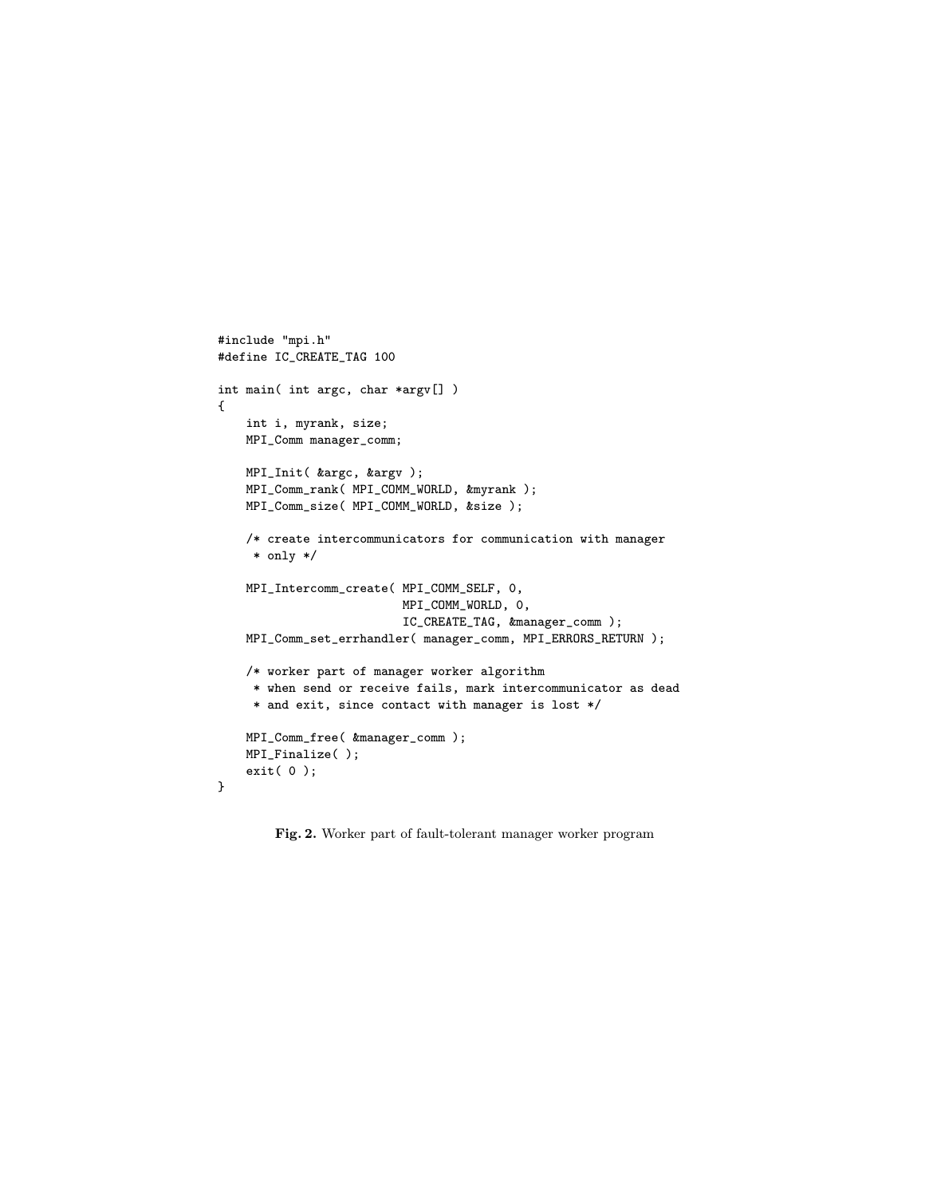```
#include "mpi.h"
#define IC_CREATE_TAG 100

int main( int argc, char *argv[] )
{
    int i, myrank, size;
    MPI_Comm manager_comm;

    MPI_Init( &argc, &argv );
    MPI_Comm_rank( MPI_COMM_WORLD, &myrank );
    MPI_Comm_size( MPI_COMM_WORLD, &size );

    /* create intercommunicators for communication with manager
     * only */

    MPI_Intercomm_create( MPI_COMM_SELF, 0,
                          MPI_COMM_WORLD, 0,
                          IC_CREATE_TAG, &manager_comm );
    MPI_Comm_set_errhandler( manager_comm, MPI_ERRORS_RETURN );

    /* worker part of manager worker algorithm
     * when send or receive fails, mark intercommunicator as dead
     * and exit, since contact with manager is lost */

    MPI_Comm_free( &manager_comm );
    MPI_Finalize( );
    exit( 0 );
}
```

**Fig. 2.** Worker part of fault-tolerant manager worker program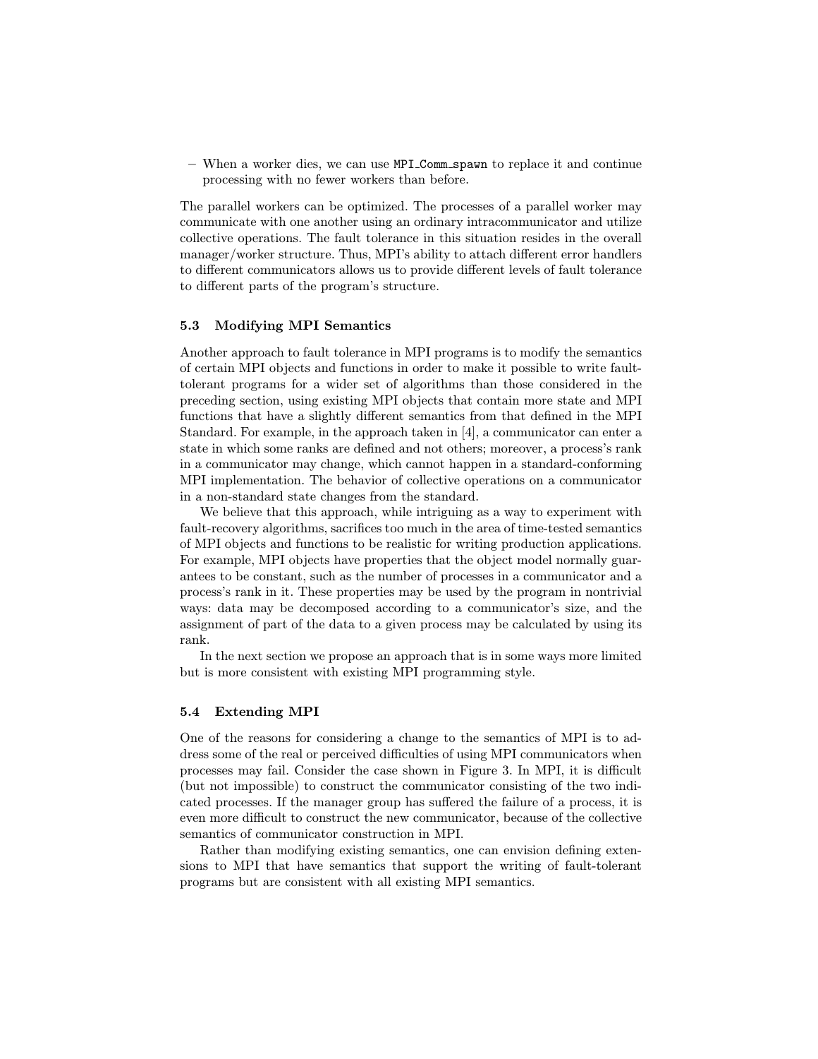- When a worker dies, we can use `MPI_Comm_spawn` to replace it and continue processing with no fewer workers than before.

The parallel workers can be optimized. The processes of a parallel worker may communicate with one another using an ordinary intracommunicator and utilize collective operations. The fault tolerance in this situation resides in the overall manager/worker structure. Thus, MPI's ability to attach different error handlers to different communicators allows us to provide different levels of fault tolerance to different parts of the program's structure.

### 5.3 Modifying MPI Semantics

Another approach to fault tolerance in MPI programs is to modify the semantics of certain MPI objects and functions in order to make it possible to write fault-tolerant programs for a wider set of algorithms than those considered in the preceding section, using existing MPI objects that contain more state and MPI functions that have a slightly different semantics from that defined in the MPI Standard. For example, in the approach taken in [4], a communicator can enter a state in which some ranks are defined and not others; moreover, a process's rank in a communicator may change, which cannot happen in a standard-conforming MPI implementation. The behavior of collective operations on a communicator in a non-standard state changes from the standard.

We believe that this approach, while intriguing as a way to experiment with fault-recovery algorithms, sacrifices too much in the area of time-tested semantics of MPI objects and functions to be realistic for writing production applications. For example, MPI objects have properties that the object model normally guarantees to be constant, such as the number of processes in a communicator and a process's rank in it. These properties may be used by the program in nontrivial ways: data may be decomposed according to a communicator's size, and the assignment of part of the data to a given process may be calculated by using its rank.

In the next section we propose an approach that is in some ways more limited but is more consistent with existing MPI programming style.

### 5.4 Extending MPI

One of the reasons for considering a change to the semantics of MPI is to address some of the real or perceived difficulties of using MPI communicators when processes may fail. Consider the case shown in Figure 3. In MPI, it is difficult (but not impossible) to construct the communicator consisting of the two indicated processes. If the manager group has suffered the failure of a process, it is even more difficult to construct the new communicator, because of the collective semantics of communicator construction in MPI.

Rather than modifying existing semantics, one can envision defining extensions to MPI that have semantics that support the writing of fault-tolerant programs but are consistent with all existing MPI semantics.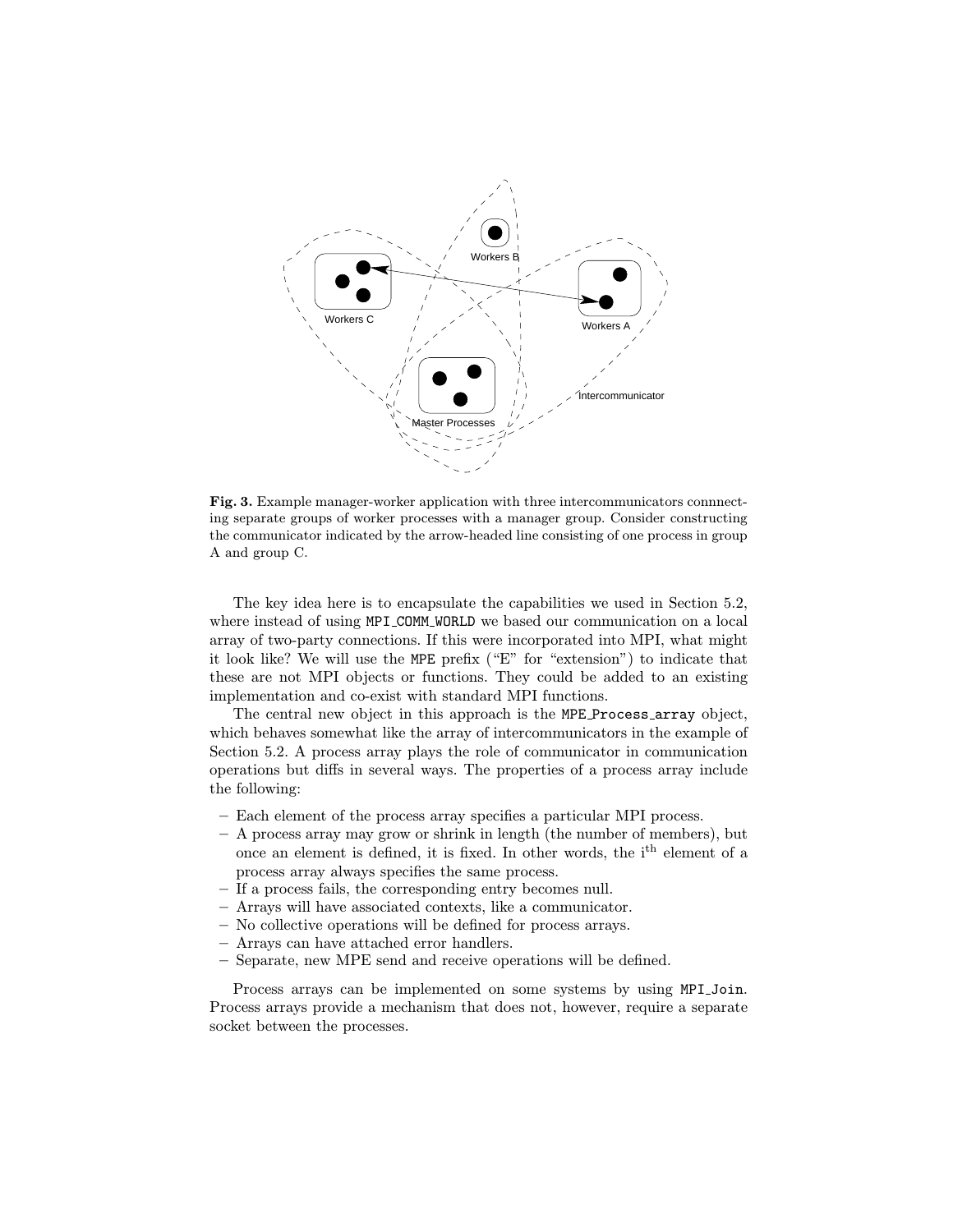**Fig. 3.** Example manager-worker application with three intercommunicators connnecting separate groups of worker processes with a manager group. Consider constructing the communicator indicated by the arrow-headed line consisting of one process in group A and group C.

The key idea here is to encapsulate the capabilities we used in Section 5.2, where instead of using `MPI_COMM_WORLD` we based our communication on a local array of two-party connections. If this were incorporated into MPI, what might it look like? We will use the `MPE` prefix ("E" for "extension") to indicate that these are not MPI objects or functions. They could be added to an existing implementation and co-exist with standard MPI functions.

The central new object in this approach is the `MPE_Process_array` object, which behaves somewhat like the array of intercommunicators in the example of Section 5.2. A process array plays the role of communicator in communication operations but diffs in several ways. The properties of a process array include the following:

- Each element of the process array specifies a particular MPI process.
- A process array may grow or shrink in length (the number of members), but once an element is defined, it is fixed. In other words, the i$^{\text{th}}$ element of a process array always specifies the same process.
- If a process fails, the corresponding entry becomes null.
- Arrays will have associated contexts, like a communicator.
- No collective operations will be defined for process arrays.
- Arrays can have attached error handlers.
- Separate, new MPE send and receive operations will be defined.

Process arrays can be implemented on some systems by using `MPI_Join`. Process arrays provide a mechanism that does not, however, require a separate socket between the processes.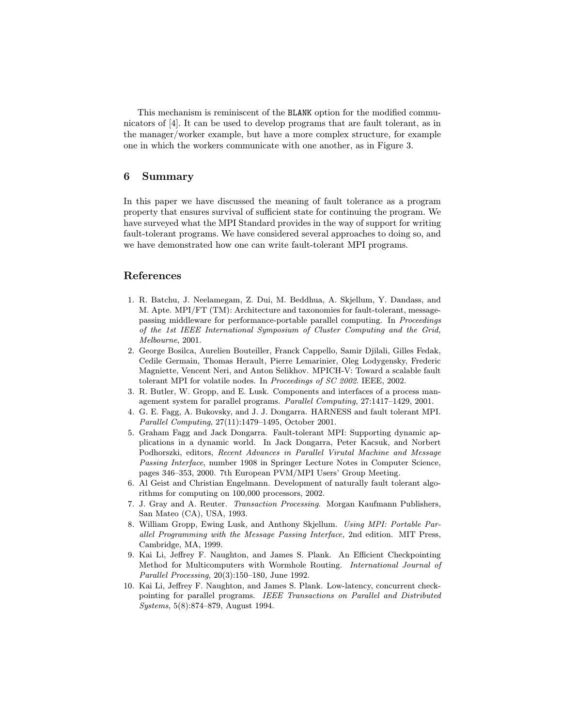This mechanism is reminiscent of the `BLANK` option for the modified communicators of [4]. It can be used to develop programs that are fault tolerant, as in the manager/worker example, but have a more complex structure, for example one in which the workers communicate with one another, as in Figure 3.

## 6 Summary

In this paper we have discussed the meaning of fault tolerance as a program property that ensures survival of sufficient state for continuing the program. We have surveyed what the MPI Standard provides in the way of support for writing fault-tolerant programs. We have considered several approaches to doing so, and we have demonstrated how one can write fault-tolerant MPI programs.

## References

1. R. Batchu, J. Neelamegam, Z. Dui, M. Beddhua, A. Skjellum, Y. Dandass, and M. Apte. MPI/FT (TM): Architecture and taxonomies for fault-tolerant, message-passing middleware for performance-portable parallel computing. In *Proceedings of the 1st IEEE International Symposium of Cluster Computing and the Grid, Melbourne*, 2001.
2. George Bosilca, Aurelien Bouteiller, Franck Cappello, Samir Djilali, Gilles Fedak, Cedile Germain, Thomas Herault, Pierre Lemarinier, Oleg Lodygensky, Frederic Magniette, Vencent Neri, and Anton Selikhov. MPICH-V: Toward a scalable fault tolerant MPI for volatile nodes. In *Proceedings of SC 2002*. IEEE, 2002.
3. R. Butler, W. Gropp, and E. Lusk. Components and interfaces of a process management system for parallel programs. *Parallel Computing*, 27:1417–1429, 2001.
4. G. E. Fagg, A. Bukovsky, and J. J. Dongarra. HARNESS and fault tolerant MPI. *Parallel Computing*, 27(11):1479–1495, October 2001.
5. Graham Fagg and Jack Dongarra. Fault-tolerant MPI: Supporting dynamic applications in a dynamic world. In Jack Dongarra, Peter Kacsuk, and Norbert Podhorszki, editors, *Recent Advances in Parallel Virutal Machine and Message Passing Interface*, number 1908 in Springer Lecture Notes in Computer Science, pages 346–353, 2000. 7th European PVM/MPI Users' Group Meeting.
6. Al Geist and Christian Engelmann. Development of naturally fault tolerant algorithms for computing on 100,000 processors, 2002.
7. J. Gray and A. Reuter. *Transaction Processing.* Morgan Kaufmann Publishers, San Mateo (CA), USA, 1993.
8. William Gropp, Ewing Lusk, and Anthony Skjellum. *Using MPI: Portable Parallel Programming with the Message Passing Interface,* 2nd edition. MIT Press, Cambridge, MA, 1999.
9. Kai Li, Jeffrey F. Naughton, and James S. Plank. An Efficient Checkpointing Method for Multicomputers with Wormhole Routing. *International Journal of Parallel Processing*, 20(3):150–180, June 1992.
10. Kai Li, Jeffrey F. Naughton, and James S. Plank. Low-latency, concurrent checkpointing for parallel programs. *IEEE Transactions on Parallel and Distributed Systems*, 5(8):874–879, August 1994.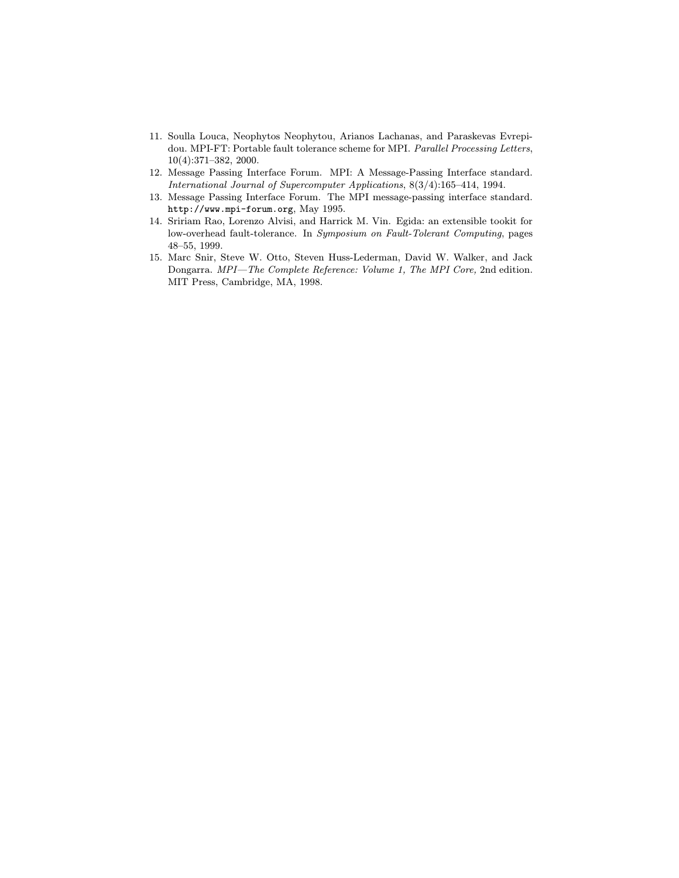11. Soulla Louca, Neophytos Neophytou, Arianos Lachanas, and Paraskevas Evripidou. MPI-FT: Portable fault tolerance scheme for MPI. *Parallel Processing Letters*, 10(4):371–382, 2000.
12. Message Passing Interface Forum. MPI: A Message-Passing Interface standard. *International Journal of Supercomputer Applications*, 8(3/4):165–414, 1994.
13. Message Passing Interface Forum. The MPI message-passing interface standard. `http://www.mpi-forum.org`, May 1995.
14. Sririam Rao, Lorenzo Alvisi, and Harrick M. Vin. Egida: an extensible tookit for low-overhead fault-tolerance. In *Symposium on Fault-Tolerant Computing*, pages 48–55, 1999.
15. Marc Snir, Steve W. Otto, Steven Huss-Lederman, David W. Walker, and Jack Dongarra. *MPI—The Complete Reference: Volume 1, The MPI Core,* 2nd edition. MIT Press, Cambridge, MA, 1998.